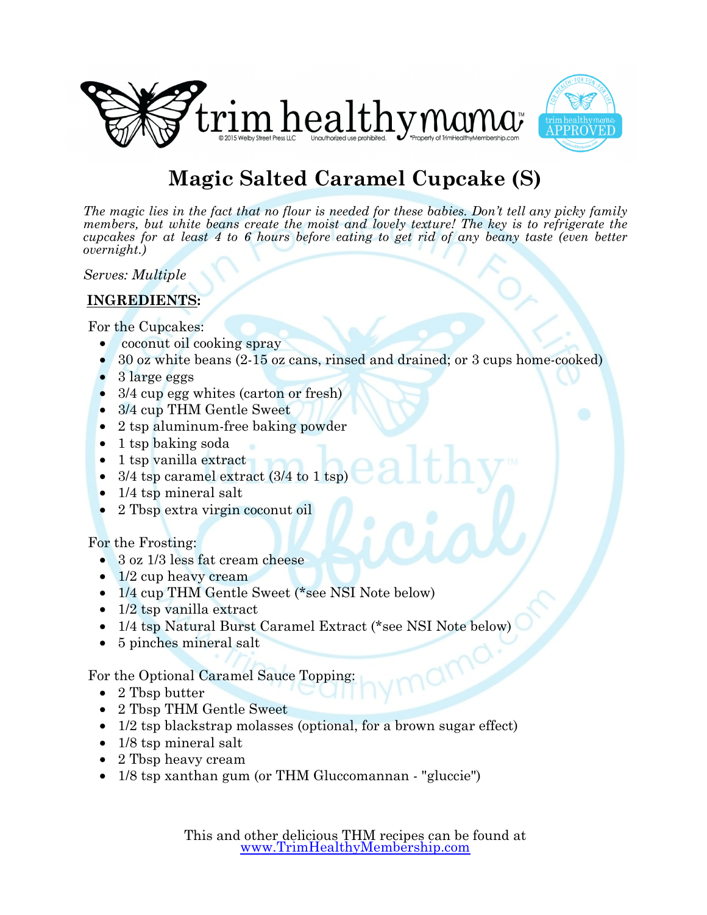# Magic Salted Caramel Cupcake (S)

*The magic lies in the fact that no flour is needed for these babies. Don't tell any picky family members, but white beans create the moist and lovely texture! The key is to refrigerate the cupcakes for at least 4 to 6 hours before eating to get rid of any beany taste (even better overnight.)*

*Serves: Multiple*

## INGREDIENTS:

For the Cupcakes:

- coconut oil cooking spray
- 30 oz white beans (2-15 oz cans, rinsed and drained; or 3 cups home-cooked)
- 3 large eggs
- 3/4 cup egg whites (carton or fresh)
- 3/4 cup THM Gentle Sweet
- 2 tsp aluminum-free baking powder
- 1 tsp baking soda
- 1 tsp vanilla extract
- 3/4 tsp caramel extract (3/4 to 1 tsp)
- 1/4 tsp mineral salt
- 2 Tbsp extra virgin coconut oil

For the Frosting:

- 3 oz 1/3 less fat cream cheese
- 1/2 cup heavy cream
- 1/4 cup THM Gentle Sweet (*see NSI Note below)
- 1/2 tsp vanilla extract
- 1/4 tsp Natural Burst Caramel Extract (*see NSI Note below)
- 5 pinches mineral salt

For the Optional Caramel Sauce Topping:

- 2 Tbsp butter
- 2 Tbsp THM Gentle Sweet
- 1/2 tsp blackstrap molasses (optional, for a brown sugar effect)
- 1/8 tsp mineral salt
- 2 Tbsp heavy cream
- 1/8 tsp xanthan gum (or THM Gluccomannan - "gluccie")

This and other delicious THM recipes can be found at [www.TrimHealthyMembership.com](http://www.TrimHealthyMembership.com)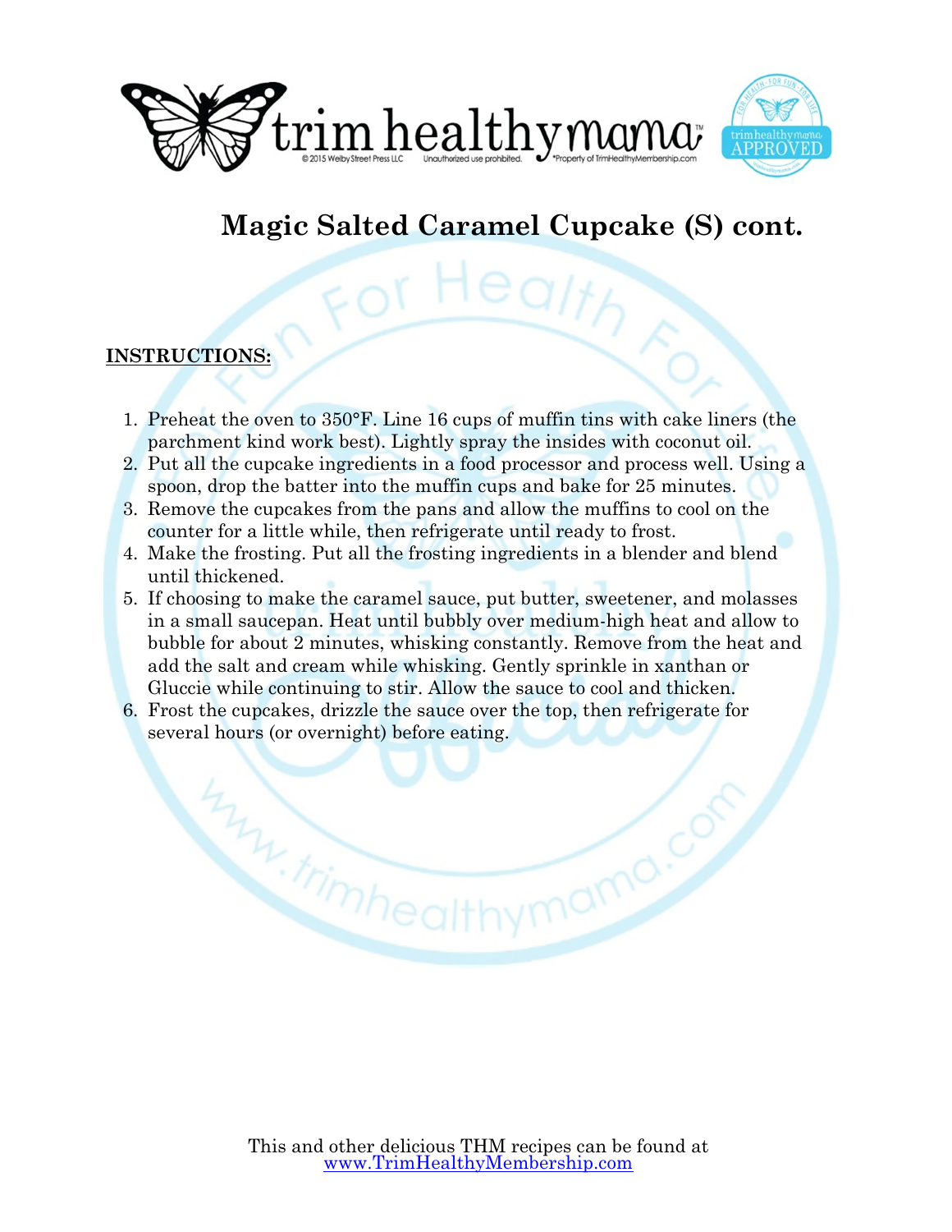# Magic Salted Caramel Cupcake (S) cont.

**INSTRUCTIONS:**

1. Preheat the oven to 350°F. Line 16 cups of muffin tins with cake liners (the parchment kind work best). Lightly spray the insides with coconut oil.
2. Put all the cupcake ingredients in a food processor and process well. Using a spoon, drop the batter into the muffin cups and bake for 25 minutes.
3. Remove the cupcakes from the pans and allow the muffins to cool on the counter for a little while, then refrigerate until ready to frost.
4. Make the frosting. Put all the frosting ingredients in a blender and blend until thickened.
5. If choosing to make the caramel sauce, put butter, sweetener, and molasses in a small saucepan. Heat until bubbly over medium-high heat and allow to bubble for about 2 minutes, whisking constantly. Remove from the heat and add the salt and cream while whisking. Gently sprinkle in xanthan or Gluccie while continuing to stir. Allow the sauce to cool and thicken.
6. Frost the cupcakes, drizzle the sauce over the top, then refrigerate for several hours (or overnight) before eating.

This and other delicious THM recipes can be found at
www.TrimHealthyMembership.com